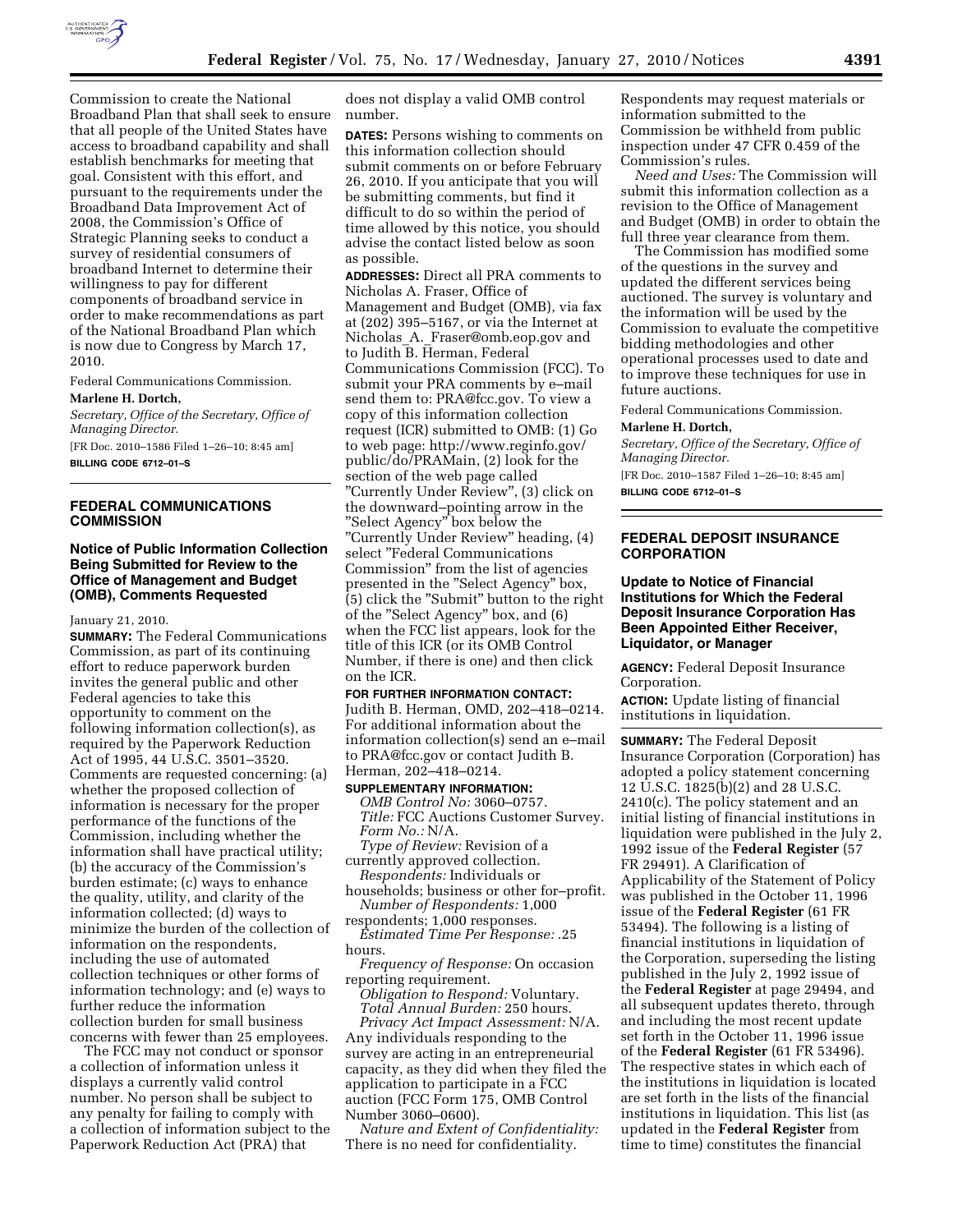Commission to create the National Broadband Plan that shall seek to ensure that all people of the United States have access to broadband capability and shall establish benchmarks for meeting that goal. Consistent with this effort, and pursuant to the requirements under the Broadband Data Improvement Act of 2008, the Commission's Office of Strategic Planning seeks to conduct a survey of residential consumers of broadband Internet to determine their willingness to pay for different components of broadband service in order to make recommendations as part of the National Broadband Plan which is now due to Congress by March 17, 2010.

Federal Communications Commission.

**Marlene H. Dortch,**

*Secretary, Office of the Secretary, Office of Managing Director.*

[FR Doc. 2010–1586 Filed 1–26–10; 8:45 am]

**BILLING CODE 6712–01–S**

## FEDERAL COMMUNICATIONS COMMISSION

### Notice of Public Information Collection Being Submitted for Review to the Office of Management and Budget (OMB), Comments Requested

January 21, 2010.

**SUMMARY:** The Federal Communications Commission, as part of its continuing effort to reduce paperwork burden invites the general public and other Federal agencies to take this opportunity to comment on the following information collection(s), as required by the Paperwork Reduction Act of 1995, 44 U.S.C. 3501–3520. Comments are requested concerning: (a) whether the proposed collection of information is necessary for the proper performance of the functions of the Commission, including whether the information shall have practical utility; (b) the accuracy of the Commission's burden estimate; (c) ways to enhance the quality, utility, and clarity of the information collected; (d) ways to minimize the burden of the collection of information on the respondents, including the use of automated collection techniques or other forms of information technology; and (e) ways to further reduce the information collection burden for small business concerns with fewer than 25 employees.

The FCC may not conduct or sponsor a collection of information unless it displays a currently valid control number. No person shall be subject to any penalty for failing to comply with a collection of information subject to the Paperwork Reduction Act (PRA) that does not display a valid OMB control number.

**DATES:** Persons wishing to comments on this information collection should submit comments on or before February 26, 2010. If you anticipate that you will be submitting comments, but find it difficult to do so within the period of time allowed by this notice, you should advise the contact listed below as soon as possible.

**ADDRESSES:** Direct all PRA comments to Nicholas A. Fraser, Office of Management and Budget (OMB), via fax at (202) 395–5167, or via the Internet at Nicholas_A._Fraser@omb.eop.gov and to Judith B. Herman, Federal Communications Commission (FCC). To submit your PRA comments by e–mail send them to: PRA@fcc.gov. To view a copy of this information collection request (ICR) submitted to OMB: (1) Go to web page: http://www.reginfo.gov/public/do/PRAMain, (2) look for the section of the web page called "Currently Under Review", (3) click on the downward–pointing arrow in the "Select Agency" box below the "Currently Under Review" heading, (4) select "Federal Communications Commission" from the list of agencies presented in the "Select Agency" box, (5) click the "Submit" button to the right of the "Select Agency" box, and (6) when the FCC list appears, look for the title of this ICR (or its OMB Control Number, if there is one) and then click on the ICR.

**FOR FURTHER INFORMATION CONTACT:** Judith B. Herman, OMD, 202–418–0214. For additional information about the information collection(s) send an e–mail to PRA@fcc.gov or contact Judith B. Herman, 202–418–0214.

**SUPPLEMENTARY INFORMATION:**

*OMB Control No:* 3060–0757.

*Title:* FCC Auctions Customer Survey.

*Form No.:* N/A.

*Type of Review:* Revision of a currently approved collection.

*Respondents:* Individuals or households; business or other for–profit.

*Number of Respondents:* 1,000 respondents; 1,000 responses.

*Estimated Time Per Response:* .25 hours.

*Frequency of Response:* On occasion reporting requirement.

*Obligation to Respond:* Voluntary.

*Total Annual Burden:* 250 hours.

*Privacy Act Impact Assessment:* N/A. Any individuals responding to the survey are acting in an entrepreneurial capacity, as they did when they filed the application to participate in a FCC auction (FCC Form 175, OMB Control Number 3060–0600).

*Nature and Extent of Confidentiality:* There is no need for confidentiality. Respondents may request materials or information submitted to the Commission be withheld from public inspection under 47 CFR 0.459 of the Commission's rules.

*Need and Uses:* The Commission will submit this information collection as a revision to the Office of Management and Budget (OMB) in order to obtain the full three year clearance from them.

The Commission has modified some of the questions in the survey and updated the different services being auctioned. The survey is voluntary and the information will be used by the Commission to evaluate the competitive bidding methodologies and other operational processes used to date and to improve these techniques for use in future auctions.

Federal Communications Commission.

**Marlene H. Dortch,**

*Secretary, Office of the Secretary, Office of Managing Director.*

[FR Doc. 2010–1587 Filed 1–26–10; 8:45 am]

**BILLING CODE 6712–01–S**

## FEDERAL DEPOSIT INSURANCE CORPORATION

### Update to Notice of Financial Institutions for Which the Federal Deposit Insurance Corporation Has Been Appointed Either Receiver, Liquidator, or Manager

**AGENCY:** Federal Deposit Insurance Corporation.

**ACTION:** Update listing of financial institutions in liquidation.

**SUMMARY:** The Federal Deposit Insurance Corporation (Corporation) has adopted a policy statement concerning 12 U.S.C. 1825(b)(2) and 28 U.S.C. 2410(c). The policy statement and an initial listing of financial institutions in liquidation were published in the July 2, 1992 issue of the **Federal Register** (57 FR 29491). A Clarification of Applicability of the Statement of Policy was published in the October 11, 1996 issue of the **Federal Register** (61 FR 53494). The following is a listing of financial institutions in liquidation of the Corporation, superseding the listing published in the July 2, 1992 issue of the **Federal Register** at page 29494, and all subsequent updates thereto, through and including the most recent update set forth in the October 11, 1996 issue of the **Federal Register** (61 FR 53496). The respective states in which each of the institutions in liquidation is located are set forth in the lists of the financial institutions in liquidation. This list (as updated in the **Federal Register** from time to time) constitutes the financial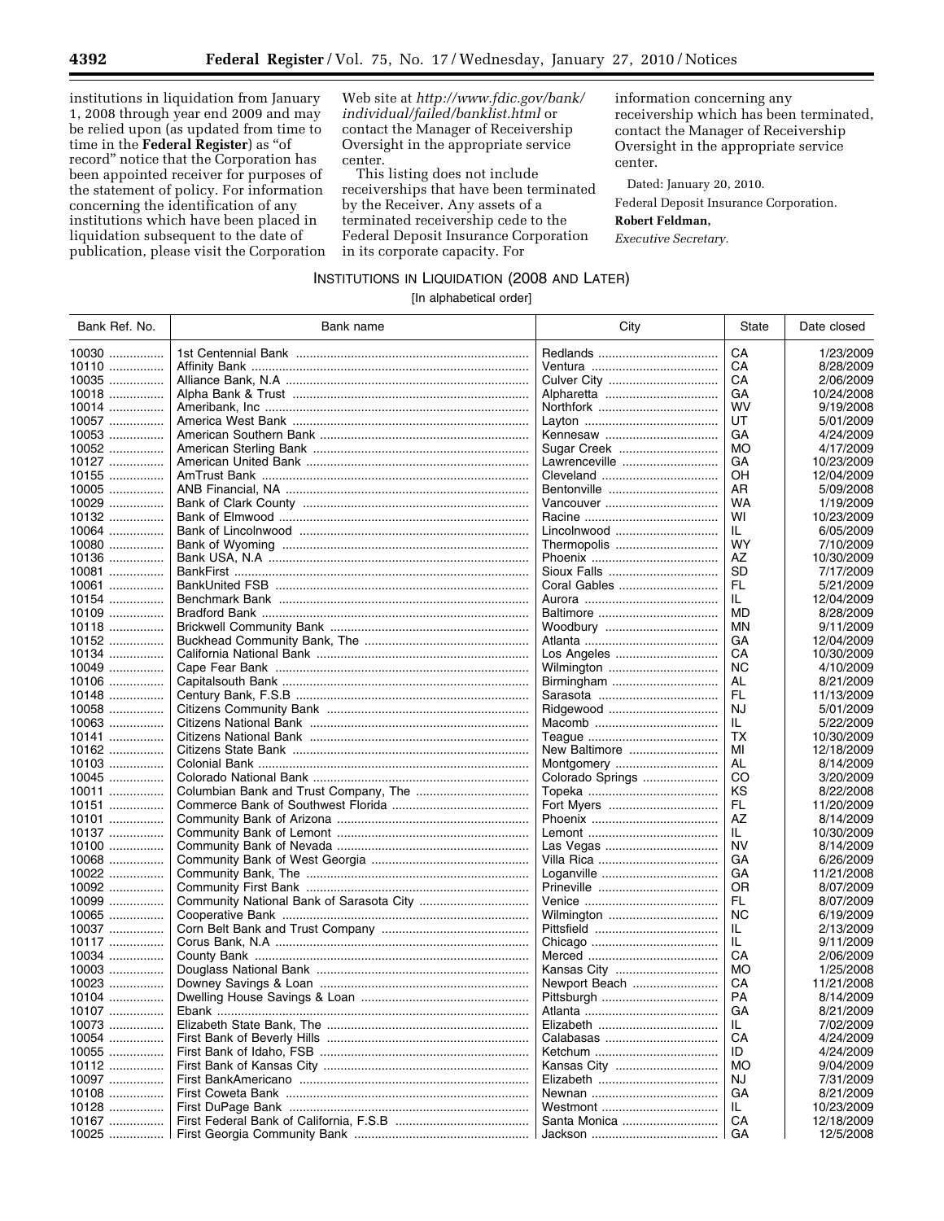institutions in liquidation from January 1, 2008 through year end 2009 and may be relied upon (as updated from time to time in the **Federal Register**) as "of record" notice that the Corporation has been appointed receiver for purposes of the statement of policy. For information concerning the identification of any institutions which have been placed in liquidation subsequent to the date of publication, please visit the Corporation Web site at *http://www.fdic.gov/bank/individual/failed/banklist.html* or contact the Manager of Receivership Oversight in the appropriate service center.

This listing does not include receiverships that have been terminated by the Receiver. Any assets of a terminated receivership cede to the Federal Deposit Insurance Corporation in its corporate capacity. For information concerning any receivership which has been terminated, contact the Manager of Receivership Oversight in the appropriate service center.

Dated: January 20, 2010.

Federal Deposit Insurance Corporation.

**Robert Feldman,**

*Executive Secretary.*

## INSTITUTIONS IN LIQUIDATION (2008 AND LATER)

[In alphabetical order]

| Bank Ref. No. | Bank name | City | State | Date closed |
|---|---|---|---|---|
| 10030 | 1st Centennial Bank | Redlands | CA | 1/23/2009 |
| 10110 | Affinity Bank | Ventura | CA | 8/28/2009 |
| 10035 | Alliance Bank, N.A | Culver City | CA | 2/06/2009 |
| 10018 | Alpha Bank & Trust | Alpharetta | GA | 10/24/2008 |
| 10014 | Ameribank, Inc | Northfork | WV | 9/19/2008 |
| 10057 | America West Bank | Layton | UT | 5/01/2009 |
| 10053 | American Southern Bank | Kennesaw | GA | 4/24/2009 |
| 10052 | American Sterling Bank | Sugar Creek | MO | 4/17/2009 |
| 10127 | American United Bank | Lawrenceville | GA | 10/23/2009 |
| 10155 | AmTrust Bank | Cleveland | OH | 12/04/2009 |
| 10005 | ANB Financial, NA | Bentonville | AR | 5/09/2008 |
| 10029 | Bank of Clark County | Vancouver | WA | 1/19/2009 |
| 10132 | Bank of Elmwood | Racine | WI | 10/23/2009 |
| 10064 | Bank of Lincolnwood | Lincolnwood | IL | 6/05/2009 |
| 10080 | Bank of Wyoming | Thermopolis | WY | 7/10/2009 |
| 10136 | Bank USA, N.A | Phoenix | AZ | 10/30/2009 |
| 10081 | BankFirst | Sioux Falls | SD | 7/17/2009 |
| 10061 | BankUnited FSB | Coral Gables | FL | 5/21/2009 |
| 10154 | Benchmark Bank | Aurora | IL | 12/04/2009 |
| 10109 | Bradford Bank | Baltimore | MD | 8/28/2009 |
| 10118 | Brickwell Community Bank | Woodbury | MN | 9/11/2009 |
| 10152 | Buckhead Community Bank, The | Atlanta | GA | 12/04/2009 |
| 10134 | California National Bank | Los Angeles | CA | 10/30/2009 |
| 10049 | Cape Fear Bank | Wilmington | NC | 4/10/2009 |
| 10106 | Capitalsouth Bank | Birmingham | AL | 8/21/2009 |
| 10148 | Century Bank, F.S.B | Sarasota | FL | 11/13/2009 |
| 10058 | Citizens Community Bank | Ridgewood | NJ | 5/01/2009 |
| 10063 | Citizens National Bank | Macomb | IL | 5/22/2009 |
| 10141 | Citizens National Bank | Teague | TX | 10/30/2009 |
| 10162 | Citizens State Bank | New Baltimore | MI | 12/18/2009 |
| 10103 | Colonial Bank | Montgomery | AL | 8/14/2009 |
| 10045 | Colorado National Bank | Colorado Springs | CO | 3/20/2009 |
| 10011 | Columbian Bank and Trust Company, The | Topeka | KS | 8/22/2008 |
| 10151 | Commerce Bank of Southwest Florida | Fort Myers | FL | 11/20/2009 |
| 10101 | Community Bank of Arizona | Phoenix | AZ | 8/14/2009 |
| 10137 | Community Bank of Lemont | Lemont | IL | 10/30/2009 |
| 10100 | Community Bank of Nevada | Las Vegas | NV | 8/14/2009 |
| 10068 | Community Bank of West Georgia | Villa Rica | GA | 6/26/2009 |
| 10022 | Community Bank, The | Loganville | GA | 11/21/2008 |
| 10092 | Community First Bank | Prineville | OR | 8/07/2009 |
| 10099 | Community National Bank of Sarasota City | Venice | FL | 8/07/2009 |
| 10065 | Cooperative Bank | Wilmington | NC | 6/19/2009 |
| 10037 | Corn Belt Bank and Trust Company | Pittsfield | IL | 2/13/2009 |
| 10117 | Corus Bank, N.A | Chicago | IL | 9/11/2009 |
| 10034 | County Bank | Merced | CA | 2/06/2009 |
| 10003 | Douglass National Bank | Kansas City | MO | 1/25/2008 |
| 10023 | Downey Savings & Loan | Newport Beach | CA | 11/21/2008 |
| 10104 | Dwelling House Savings & Loan | Pittsburgh | PA | 8/14/2009 |
| 10107 | Ebank | Atlanta | GA | 8/21/2009 |
| 10073 | Elizabeth State Bank, The | Elizabeth | IL | 7/02/2009 |
| 10054 | First Bank of Beverly Hills | Calabasas | CA | 4/24/2009 |
| 10055 | First Bank of Idaho, FSB | Ketchum | ID | 4/24/2009 |
| 10112 | First Bank of Kansas City | Kansas City | MO | 9/04/2009 |
| 10097 | First BankAmericano | Elizabeth | NJ | 7/31/2009 |
| 10108 | First Coweta Bank | Newnan | GA | 8/21/2009 |
| 10128 | First DuPage Bank | Westmont | IL | 10/23/2009 |
| 10167 | First Federal Bank of California, F.S.B | Santa Monica | CA | 12/18/2009 |
| 10025 | First Georgia Community Bank | Jackson | GA | 12/5/2008 |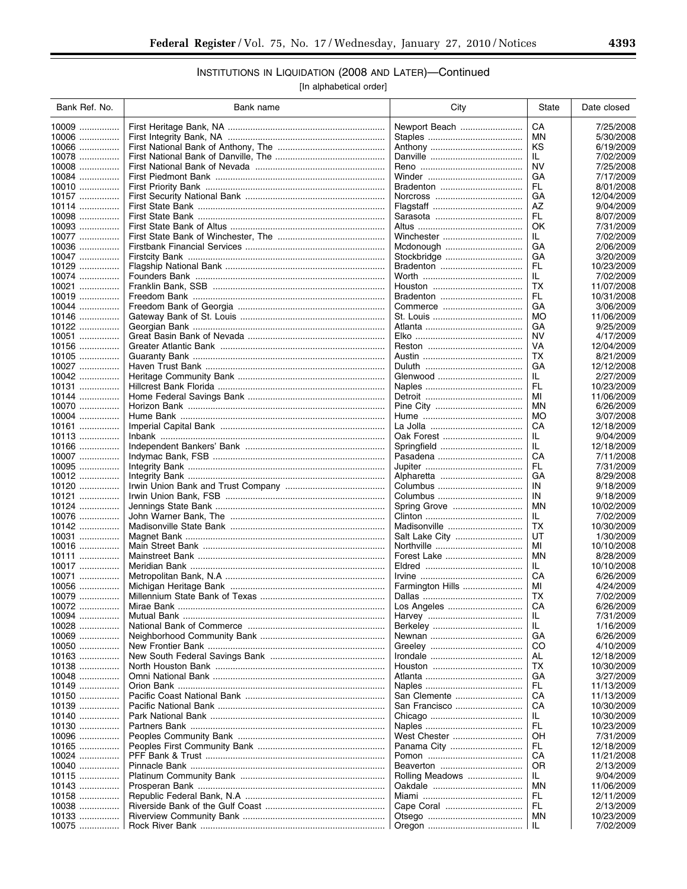## INSTITUTIONS IN LIQUIDATION (2008 AND LATER)—Continued

[In alphabetical order]

| Bank Ref. No. | Bank name | City | State | Date closed |
|---|---|---|---|---|
| 10009 | First Heritage Bank, NA | Newport Beach | CA | 7/25/2008 |
| 10006 | First Integrity Bank, NA | Staples | MN | 5/30/2008 |
| 10066 | First National Bank of Anthony, The | Anthony | KS | 6/19/2009 |
| 10078 | First National Bank of Danville, The | Danville | IL | 7/02/2009 |
| 10008 | First National Bank of Nevada | Reno | NV | 7/25/2008 |
| 10084 | First Piedmont Bank | Winder | GA | 7/17/2009 |
| 10010 | First Priority Bank | Bradenton | FL | 8/01/2008 |
| 10157 | First Security National Bank | Norcross | GA | 12/04/2009 |
| 10114 | First State Bank | Flagstaff | AZ | 9/04/2009 |
| 10098 | First State Bank | Sarasota | FL | 8/07/2009 |
| 10093 | First State Bank of Altus | Altus | OK | 7/31/2009 |
| 10077 | First State Bank of Winchester, The | Winchester | IL | 7/02/2009 |
| 10036 | Firstbank Financial Services | Mcdonough | GA | 2/06/2009 |
| 10047 | Firstcity Bank | Stockbridge | GA | 3/20/2009 |
| 10129 | Flagship National Bank | Bradenton | FL | 10/23/2009 |
| 10074 | Founders Bank | Worth | IL | 7/02/2009 |
| 10021 | Franklin Bank, SSB | Houston | TX | 11/07/2008 |
| 10019 | Freedom Bank | Bradenton | FL | 10/31/2008 |
| 10044 | Freedom Bank of Georgia | Commerce | GA | 3/06/2009 |
| 10146 | Gateway Bank of St. Louis | St. Louis | MO | 11/06/2009 |
| 10122 | Georgian Bank | Atlanta | GA | 9/25/2009 |
| 10051 | Great Basin Bank of Nevada | Elko | NV | 4/17/2009 |
| 10156 | Greater Atlantic Bank | Reston | VA | 12/04/2009 |
| 10105 | Guaranty Bank | Austin | TX | 8/21/2009 |
| 10027 | Haven Trust Bank | Duluth | GA | 12/12/2008 |
| 10042 | Heritage Community Bank | Glenwood | IL | 2/27/2009 |
| 10131 | Hillcrest Bank Florida | Naples | FL | 10/23/2009 |
| 10144 | Home Federal Savings Bank | Detroit | MI | 11/06/2009 |
| 10070 | Horizon Bank | Pine City | MN | 6/26/2009 |
| 10004 | Hume Bank | Hume | MO | 3/07/2008 |
| 10161 | Imperial Capital Bank | La Jolla | CA | 12/18/2009 |
| 10113 | Inbank | Oak Forest | IL | 9/04/2009 |
| 10166 | Independent Bankers' Bank | Springfield | IL | 12/18/2009 |
| 10007 | Indymac Bank, FSB | Pasadena | CA | 7/11/2008 |
| 10095 | Integrity Bank | Jupiter | FL | 7/31/2009 |
| 10012 | Integrity Bank | Alpharetta | GA | 8/29/2008 |
| 10120 | Irwin Union Bank and Trust Company | Columbus | IN | 9/18/2009 |
| 10121 | Irwin Union Bank, FSB | Columbus | IN | 9/18/2009 |
| 10124 | Jennings State Bank | Spring Grove | MN | 10/02/2009 |
| 10076 | John Warner Bank, The | Clinton | IL | 7/02/2009 |
| 10142 | Madisonville State Bank | Madisonville | TX | 10/30/2009 |
| 10031 | Magnet Bank | Salt Lake City | UT | 1/30/2009 |
| 10016 | Main Street Bank | Northville | MI | 10/10/2008 |
| 10111 | Mainstreet Bank | Forest Lake | MN | 8/28/2009 |
| 10017 | Meridian Bank | Eldred | IL | 10/10/2008 |
| 10071 | Metropolitan Bank, N.A | Irvine | CA | 6/26/2009 |
| 10056 | Michigan Heritage Bank | Farmington Hills | MI | 4/24/2009 |
| 10079 | Millennium State Bank of Texas | Dallas | TX | 7/02/2009 |
| 10072 | Mirae Bank | Los Angeles | CA | 6/26/2009 |
| 10094 | Mutual Bank | Harvey | IL | 7/31/2009 |
| 10028 | National Bank of Commerce | Berkeley | IL | 1/16/2009 |
| 10069 | Neighborhood Community Bank | Newnan | GA | 6/26/2009 |
| 10050 | New Frontier Bank | Greeley | CO | 4/10/2009 |
| 10163 | New South Federal Savings Bank | Irondale | AL | 12/18/2009 |
| 10138 | North Houston Bank | Houston | TX | 10/30/2009 |
| 10048 | Omni National Bank | Atlanta | GA | 3/27/2009 |
| 10149 | Orion Bank | Naples | FL | 11/13/2009 |
| 10150 | Pacific Coast National Bank | San Clemente | CA | 11/13/2009 |
| 10139 | Pacific National Bank | San Francisco | CA | 10/30/2009 |
| 10140 | Park National Bank | Chicago | IL | 10/30/2009 |
| 10130 | Partners Bank | Naples | FL | 10/23/2009 |
| 10096 | Peoples Community Bank | West Chester | OH | 7/31/2009 |
| 10165 | Peoples First Community Bank | Panama City | FL | 12/18/2009 |
| 10024 | PFF Bank & Trust | Pomon | CA | 11/21/2008 |
| 10040 | Pinnacle Bank | Beaverton | OR | 2/13/2009 |
| 10115 | Platinum Community Bank | Rolling Meadows | IL | 9/04/2009 |
| 10143 | Prosperan Bank | Oakdale | MN | 11/06/2009 |
| 10158 | Republic Federal Bank, N.A | Miami | FL | 12/11/2009 |
| 10038 | Riverside Bank of the Gulf Coast | Cape Coral | FL | 2/13/2009 |
| 10133 | Riverview Community Bank | Otsego | MN | 10/23/2009 |
| 10075 | Rock River Bank | Oregon | IL | 7/02/2009 |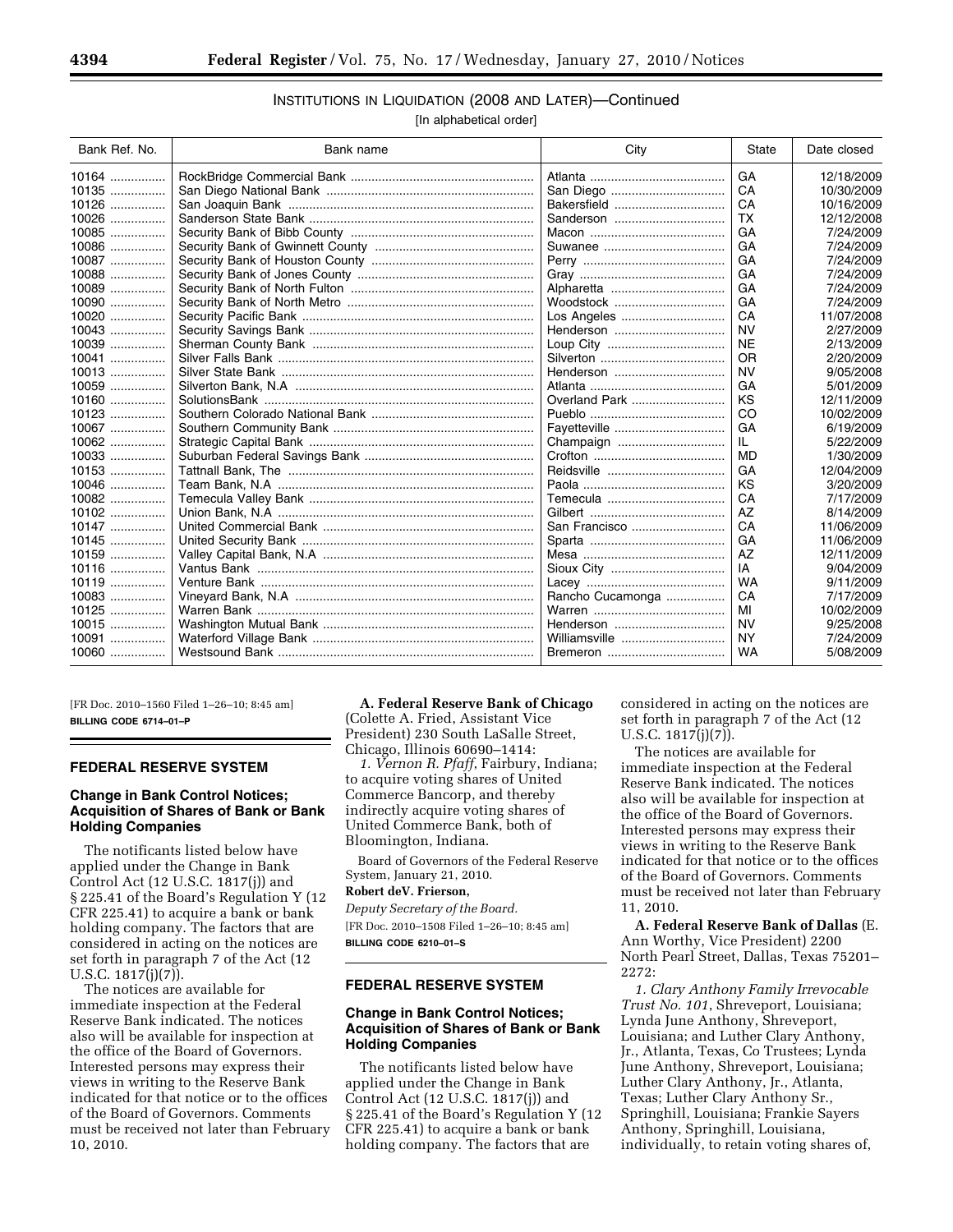INSTITUTIONS IN LIQUIDATION (2008 AND LATER)—Continued

[In alphabetical order]

| Bank Ref. No. | Bank name | City | State | Date closed |
|---|---|---|---|---|
| 10164 | RockBridge Commercial Bank | Atlanta | GA | 12/18/2009 |
| 10135 | San Diego National Bank | San Diego | CA | 10/30/2009 |
| 10126 | San Joaquin Bank | Bakersfield | CA | 10/16/2009 |
| 10026 | Sanderson State Bank | Sanderson | TX | 12/12/2008 |
| 10085 | Security Bank of Bibb County | Macon | GA | 7/24/2009 |
| 10086 | Security Bank of Gwinnett County | Suwanee | GA | 7/24/2009 |
| 10087 | Security Bank of Houston County | Perry | GA | 7/24/2009 |
| 10088 | Security Bank of Jones County | Gray | GA | 7/24/2009 |
| 10089 | Security Bank of North Fulton | Alpharetta | GA | 7/24/2009 |
| 10090 | Security Bank of North Metro | Woodstock | GA | 7/24/2009 |
| 10020 | Security Pacific Bank | Los Angeles | CA | 11/07/2008 |
| 10043 | Security Savings Bank | Henderson | NV | 2/27/2009 |
| 10039 | Sherman County Bank | Loup City | NE | 2/13/2009 |
| 10041 | Silver Falls Bank | Silverton | OR | 2/20/2009 |
| 10013 | Silver State Bank | Henderson | NV | 9/05/2008 |
| 10059 | Silverton Bank, N.A | Atlanta | GA | 5/01/2009 |
| 10160 | SolutionsBank | Overland Park | KS | 12/11/2009 |
| 10123 | Southern Colorado National Bank | Pueblo | CO | 10/02/2009 |
| 10067 | Southern Community Bank | Fayetteville | GA | 6/19/2009 |
| 10062 | Strategic Capital Bank | Champaign | IL | 5/22/2009 |
| 10033 | Suburban Federal Savings Bank | Crofton | MD | 1/30/2009 |
| 10153 | Tattnall Bank, The | Reidsville | GA | 12/04/2009 |
| 10046 | Team Bank, N.A | Paola | KS | 3/20/2009 |
| 10082 | Temecula Valley Bank | Temecula | CA | 7/17/2009 |
| 10102 | Union Bank, N.A | Gilbert | AZ | 8/14/2009 |
| 10147 | United Commercial Bank | San Francisco | CA | 11/06/2009 |
| 10145 | United Security Bank | Sparta | GA | 11/06/2009 |
| 10159 | Valley Capital Bank, N.A | Mesa | AZ | 12/11/2009 |
| 10116 | Vantus Bank | Sioux City | IA | 9/04/2009 |
| 10119 | Venture Bank | Lacey | WA | 9/11/2009 |
| 10083 | Vineyard Bank, N.A | Rancho Cucamonga | CA | 7/17/2009 |
| 10125 | Warren Bank | Warren | MI | 10/02/2009 |
| 10015 | Washington Mutual Bank | Henderson | NV | 9/25/2008 |
| 10091 | Waterford Village Bank | Williamsville | NY | 7/24/2009 |
| 10060 | Westsound Bank | Bremeron | WA | 5/08/2009 |

[FR Doc. 2010–1560 Filed 1–26–10; 8:45 am]

**BILLING CODE 6714–01–P**

## FEDERAL RESERVE SYSTEM

### Change in Bank Control Notices; Acquisition of Shares of Bank or Bank Holding Companies

The notificants listed below have applied under the Change in Bank Control Act (12 U.S.C. 1817(j)) and § 225.41 of the Board's Regulation Y (12 CFR 225.41) to acquire a bank or bank holding company. The factors that are considered in acting on the notices are set forth in paragraph 7 of the Act (12 U.S.C. 1817(j)(7)).

The notices are available for immediate inspection at the Federal Reserve Bank indicated. The notices also will be available for inspection at the office of the Board of Governors. Interested persons may express their views in writing to the Reserve Bank indicated for that notice or to the offices of the Board of Governors. Comments must be received not later than February 10, 2010.

**A. Federal Reserve Bank of Chicago** (Colette A. Fried, Assistant Vice President) 230 South LaSalle Street, Chicago, Illinois 60690–1414:

*1. Vernon R. Pfaff*, Fairbury, Indiana; to acquire voting shares of United Commerce Bancorp, and thereby indirectly acquire voting shares of United Commerce Bank, both of Bloomington, Indiana.

Board of Governors of the Federal Reserve System, January 21, 2010.

**Robert deV. Frierson,**

*Deputy Secretary of the Board.*

[FR Doc. 2010–1508 Filed 1–26–10; 8:45 am]

**BILLING CODE 6210–01–S**

## FEDERAL RESERVE SYSTEM

### Change in Bank Control Notices; Acquisition of Shares of Bank or Bank Holding Companies

The notificants listed below have applied under the Change in Bank Control Act (12 U.S.C. 1817(j)) and § 225.41 of the Board's Regulation Y (12 CFR 225.41) to acquire a bank or bank holding company. The factors that are considered in acting on the notices are set forth in paragraph 7 of the Act (12 U.S.C. 1817(j)(7)).

The notices are available for immediate inspection at the Federal Reserve Bank indicated. The notices also will be available for inspection at the office of the Board of Governors. Interested persons may express their views in writing to the Reserve Bank indicated for that notice or to the offices of the Board of Governors. Comments must be received not later than February 11, 2010.

**A. Federal Reserve Bank of Dallas** (E. Ann Worthy, Vice President) 2200 North Pearl Street, Dallas, Texas 75201–2272:

*1. Clary Anthony Family Irrevocable Trust No. 101*, Shreveport, Louisiana; Lynda June Anthony, Shreveport, Louisiana; and Luther Clary Anthony, Jr., Atlanta, Texas, Co Trustees; Lynda June Anthony, Shreveport, Louisiana; Luther Clary Anthony, Jr., Atlanta, Texas; Luther Clary Anthony Sr., Springhill, Louisiana; Frankie Sayers Anthony, Springhill, Louisiana, individually, to retain voting shares of,